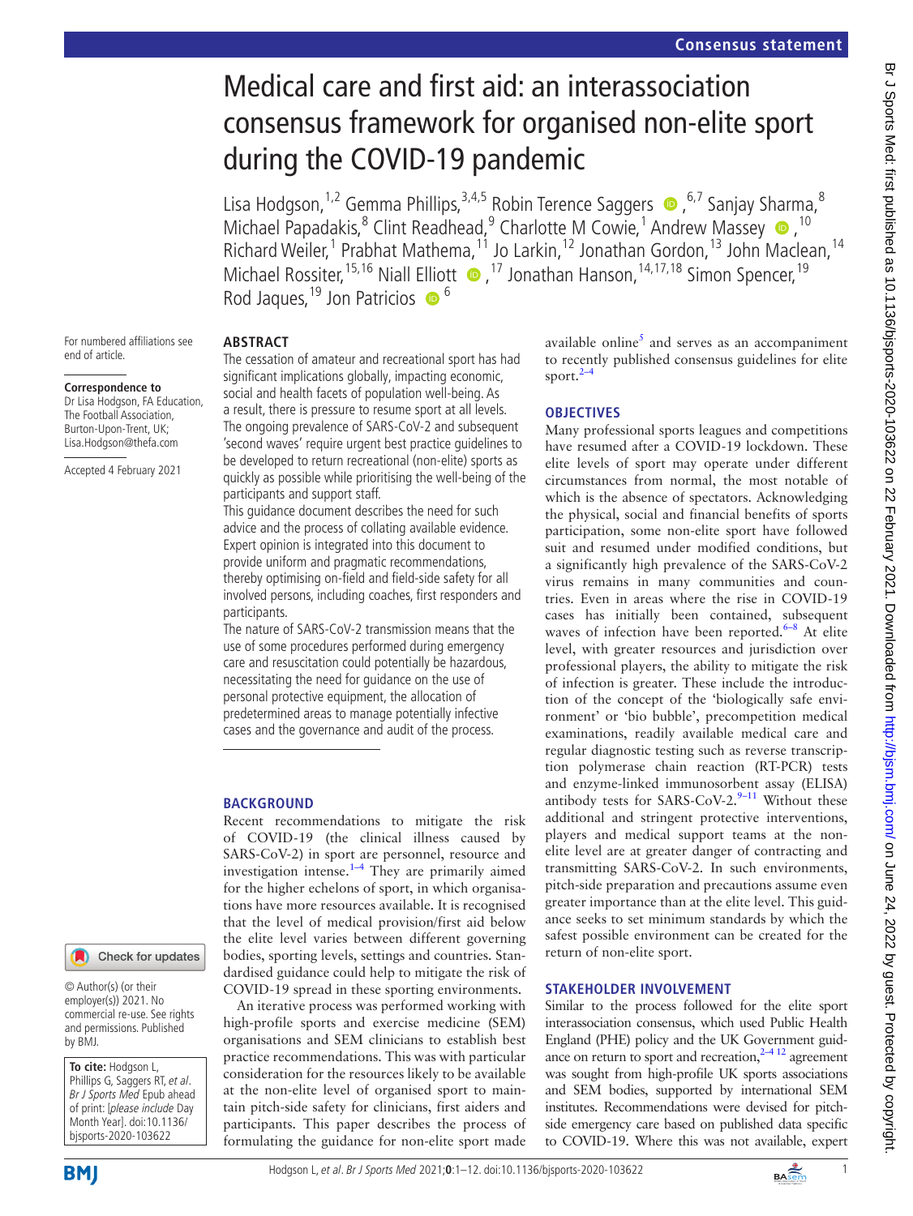# Medical care and first aid: an interassociation consensus framework for organised non-elite sport during the COVID-19 pandemic

Lisa Hodgson,[1,2] Gemma Phillips,[3,4,5] Robin Terence Saggers,[6,7] Sanjay Sharma,[8] Michael Papadakis,[8] Clint Readhead,[9] Charlotte M Cowie,[1] Andrew Massey,[10] Richard Weiler,[1] Prabhat Mathema,[11] Jo Larkin,[12] Jonathan Gordon,[13] John Maclean,[14] Michael Rossiter,[15,16] Niall Elliott,[17] Jonathan Hanson,[14,17,18] Simon Spencer,[19] Rod Jaques,[19] Jon Patricios[6]

For numbered affiliations see end of article.

**Correspondence to**
Dr Lisa Hodgson, FA Education, The Football Association, Burton-Upon-Trent, UK; Lisa.Hodgson@thefa.com

Accepted 4 February 2021

© Author(s) (or their employer(s)) 2021. No commercial re-use. See rights and permissions. Published by BMJ.

**To cite:** Hodgson L, Phillips G, Saggers RT, *et al*. *Br J Sports Med* Epub ahead of print: [*please include* Day Month Year]. doi:10.1136/bjsports-2020-103622

## ABSTRACT

The cessation of amateur and recreational sport has had significant implications globally, impacting economic, social and health facets of population well-being. As a result, there is pressure to resume sport at all levels. The ongoing prevalence of SARS-CoV-2 and subsequent 'second waves' require urgent best practice guidelines to be developed to return recreational (non-elite) sports as quickly as possible while prioritising the well-being of the participants and support staff.

This guidance document describes the need for such advice and the process of collating available evidence. Expert opinion is integrated into this document to provide uniform and pragmatic recommendations, thereby optimising on-field and field-side safety for all involved persons, including coaches, first responders and participants.

The nature of SARS-CoV-2 transmission means that the use of some procedures performed during emergency care and resuscitation could potentially be hazardous, necessitating the need for guidance on the use of personal protective equipment, the allocation of predetermined areas to manage potentially infective cases and the governance and audit of the process.

## BACKGROUND

Recent recommendations to mitigate the risk of COVID-19 (the clinical illness caused by SARS-CoV-2) in sport are personnel, resource and investigation intense.[1–4] They are primarily aimed for the higher echelons of sport, in which organisations have more resources available. It is recognised that the level of medical provision/first aid below the elite level varies between different governing bodies, sporting levels, settings and countries. Standardised guidance could help to mitigate the risk of COVID-19 spread in these sporting environments.

An iterative process was performed working with high-profile sports and exercise medicine (SEM) organisations and SEM clinicians to establish best practice recommendations. This was with particular consideration for the resources likely to be available at the non-elite level of organised sport to maintain pitch-side safety for clinicians, first aiders and participants. This paper describes the process of formulating the guidance for non-elite sport made available online[5] and serves as an accompaniment to recently published consensus guidelines for elite sport.[2–4]

## OBJECTIVES

Many professional sports leagues and competitions have resumed after a COVID-19 lockdown. These elite levels of sport may operate under different circumstances from normal, the most notable of which is the absence of spectators. Acknowledging the physical, social and financial benefits of sports participation, some non-elite sport have followed suit and resumed under modified conditions, but a significantly high prevalence of the SARS-CoV-2 virus remains in many communities and countries. Even in areas where the rise in COVID-19 cases has initially been contained, subsequent waves of infection have been reported.[6–8] At elite level, with greater resources and jurisdiction over professional players, the ability to mitigate the risk of infection is greater. These include the introduction of the concept of the 'biologically safe environment' or 'bio bubble', precompetition medical examinations, readily available medical care and regular diagnostic testing such as reverse transcription polymerase chain reaction (RT-PCR) tests and enzyme-linked immunosorbent assay (ELISA) antibody tests for SARS-CoV-2.[9–11] Without these additional and stringent protective interventions, players and medical support teams at the non-elite level are at greater danger of contracting and transmitting SARS-CoV-2. In such environments, pitch-side preparation and precautions assume even greater importance than at the elite level. This guidance seeks to set minimum standards by which the safest possible environment can be created for the return of non-elite sport.

## STAKEHOLDER INVOLVEMENT

Similar to the process followed for the elite sport interassociation consensus, which used Public Health England (PHE) policy and the UK Government guidance on return to sport and recreation,[2–4 12] agreement was sought from high-profile UK sports associations and SEM bodies, supported by international SEM institutes. Recommendations were devised for pitch-side emergency care based on published data specific to COVID-19. Where this was not available, expert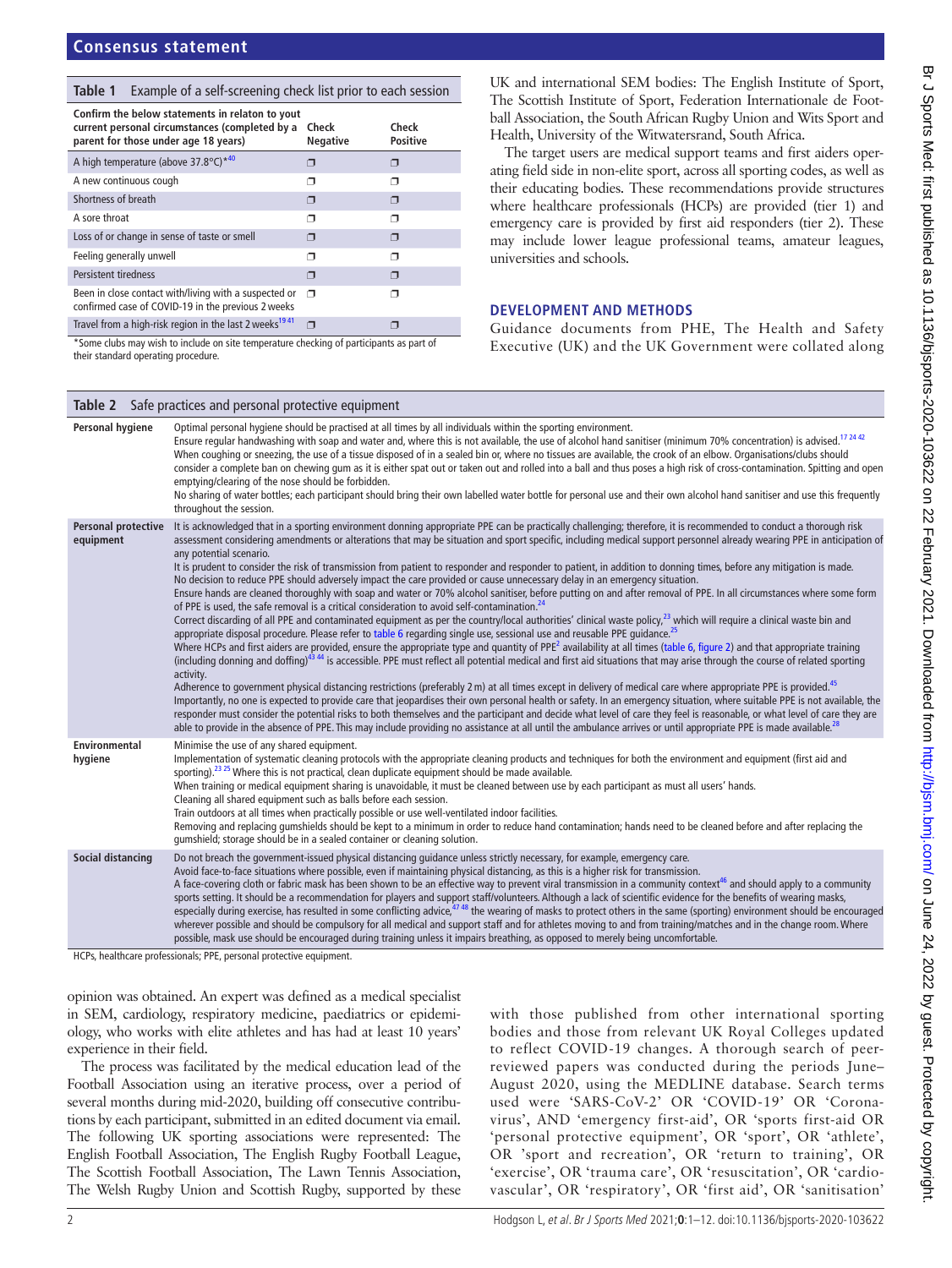**Table 1** Example of a self-screening check list prior to each session

| Confirm the below statements in relaton to yout current personal circumstances (completed by a parent for those under age 18 years) | Check Negative | Check Positive |
|---|---|---|
| A high temperature (above 37.8°C)*[40] | ❒ | ❒ |
| A new continuous cough | ❒ | ❒ |
| Shortness of breath | ❒ | ❒ |
| A sore throat | ❒ | ❒ |
| Loss of or change in sense of taste or smell | ❒ | ❒ |
| Feeling generally unwell | ❒ | ❒ |
| Persistent tiredness | ❒ | ❒ |
| Been in close contact with/living with a suspected or confirmed case of COVID-19 in the previous 2 weeks | ❒ | ❒ |
| Travel from a high-risk region in the last 2 weeks[19 41] | ❒ | ❒ |

*Some clubs may wish to include on site temperature checking of participants as part of their standard operating procedure.

UK and international SEM bodies: The English Institute of Sport, The Scottish Institute of Sport, Federation Internationale de Football Association, the South African Rugby Union and Wits Sport and Health, University of the Witwatersrand, South Africa.

The target users are medical support teams and first aiders operating field side in non-elite sport, across all sporting codes, as well as their educating bodies. These recommendations provide structures where healthcare professionals (HCPs) are provided (tier 1) and emergency care is provided by first aid responders (tier 2). These may include lower league professional teams, amateur leagues, universities and schools.

## DEVELOPMENT AND METHODS

Guidance documents from PHE, The Health and Safety Executive (UK) and the UK Government were collated along with those published from other international sporting bodies and those from relevant UK Royal Colleges updated to reflect COVID-19 changes. A thorough search of peer-reviewed papers was conducted during the periods June–August 2020, using the MEDLINE database. Search terms used were 'SARS-CoV-2' OR 'COVID-19' OR 'Coronavirus', AND 'emergency first-aid', OR 'sports first-aid OR 'personal protective equipment', OR 'sport', OR 'athlete', OR 'sport and recreation', OR 'return to training', OR 'exercise', OR 'trauma care', OR 'resuscitation', OR 'cardiovascular', OR 'respiratory', OR 'first aid', OR 'sanitisation'

**Table 2** Safe practices and personal protective equipment

| | |
|---|---|
| **Personal hygiene** | Optimal personal hygiene should be practised at all times by all individuals within the sporting environment. Ensure regular handwashing with soap and water and, where this is not available, the use of alcohol hand sanitiser (minimum 70% concentration) is advised.[17 24 42] When coughing or sneezing, the use of a tissue disposed of in a sealed bin or, where no tissues are available, the crook of an elbow. Organisations/clubs should consider a complete ban on chewing gum as it is either spat out or taken out and rolled into a ball and thus poses a high risk of cross-contamination. Spitting and open emptying/clearing of the nose should be forbidden. No sharing of water bottles; each participant should bring their own labelled water bottle for personal use and their own alcohol hand sanitiser and use this frequently throughout the session. |
| **Personal protective equipment** | It is acknowledged that in a sporting environment donning appropriate PPE can be practically challenging; therefore, it is recommended to conduct a thorough risk assessment considering amendments or alterations that may be situation and sport specific, including medical support personnel already wearing PPE in anticipation of any potential scenario. It is prudent to consider the risk of transmission from patient to responder and responder to patient, in addition to donning times, before any mitigation is made. No decision to reduce PPE should adversely impact the care provided or cause unnecessary delay in an emergency situation. Ensure hands are cleaned thoroughly with soap and water or 70% alcohol sanitiser, before putting on and after removal of PPE. In all circumstances where some form of PPE is used, the safe removal is a critical consideration to avoid self-contamination.[24] Correct discarding of all PPE and contaminated equipment as per the country/local authorities' clinical waste policy,[23] which will require a clinical waste bin and appropriate disposal procedure. Please refer to table 6 regarding single use, sessional use and reusable PPE guidance.[25] Where HCPs and first aiders are provided, ensure the appropriate type and quantity of PPE[2] availability at all times (table 6, figure 2) and that appropriate training (including donning and doffing)[43 44] is accessible. PPE must reflect all potential medical and first aid situations that may arise through the course of related sporting activity. Adherence to government physical distancing restrictions (preferably 2 m) at all times except in delivery of medical care where appropriate PPE is provided.[45] Importantly, no one is expected to provide care that jeopardises their own personal health or safety. In an emergency situation, where suitable PPE is not available, the responder must consider the potential risks to both themselves and the participant and decide what level of care they feel is reasonable, or what level of care they are able to provide in the absence of PPE. This may include providing no assistance at all until the ambulance arrives or until appropriate PPE is made available.[28] |
| **Environmental hygiene** | Minimise the use of any shared equipment. Implementation of systematic cleaning protocols with the appropriate cleaning products and techniques for both the environment and equipment (first aid and sporting).[23 25] Where this is not practical, clean duplicate equipment should be made available. When training or medical equipment sharing is unavoidable, it must be cleaned between use by each participant as must all users' hands. Cleaning all shared equipment such as balls before each session. Train outdoors at all times when practically possible or use well-ventilated indoor facilities. Removing and replacing gumshields should be kept to a minimum in order to reduce hand contamination; hands need to be cleaned before and after replacing the gumshield; storage should be in a sealed container or cleaning solution. |
| **Social distancing** | Do not breach the government-issued physical distancing guidance unless strictly necessary, for example, emergency care. Avoid face-to-face situations where possible, even if maintaining physical distancing, as this is a higher risk for transmission. A face-covering cloth or fabric mask has been shown to be an effective way to prevent viral transmission in a community context[46] and should apply to a community sports setting. It should be a recommendation for players and support staff/volunteers. Although a lack of scientific evidence for the benefits of wearing masks, especially during exercise, has resulted in some conflicting advice,[47 48] the wearing of masks to protect others in the same (sporting) environment should be encouraged wherever possible and should be compulsory for all medical and support staff and for athletes moving to and from training/matches and in the change room. Where possible, mask use should be encouraged during training unless it impairs breathing, as opposed to merely being uncomfortable. |

HCPs, healthcare professionals; PPE, personal protective equipment.

opinion was obtained. An expert was defined as a medical specialist in SEM, cardiology, respiratory medicine, paediatrics or epidemiology, who works with elite athletes and has had at least 10 years' experience in their field.

The process was facilitated by the medical education lead of the Football Association using an iterative process, over a period of several months during mid-2020, building off consecutive contributions by each participant, submitted in an edited document via email. The following UK sporting associations were represented: The English Football Association, The English Rugby Football League, The Scottish Football Association, The Lawn Tennis Association, The Welsh Rugby Union and Scottish Rugby, supported by these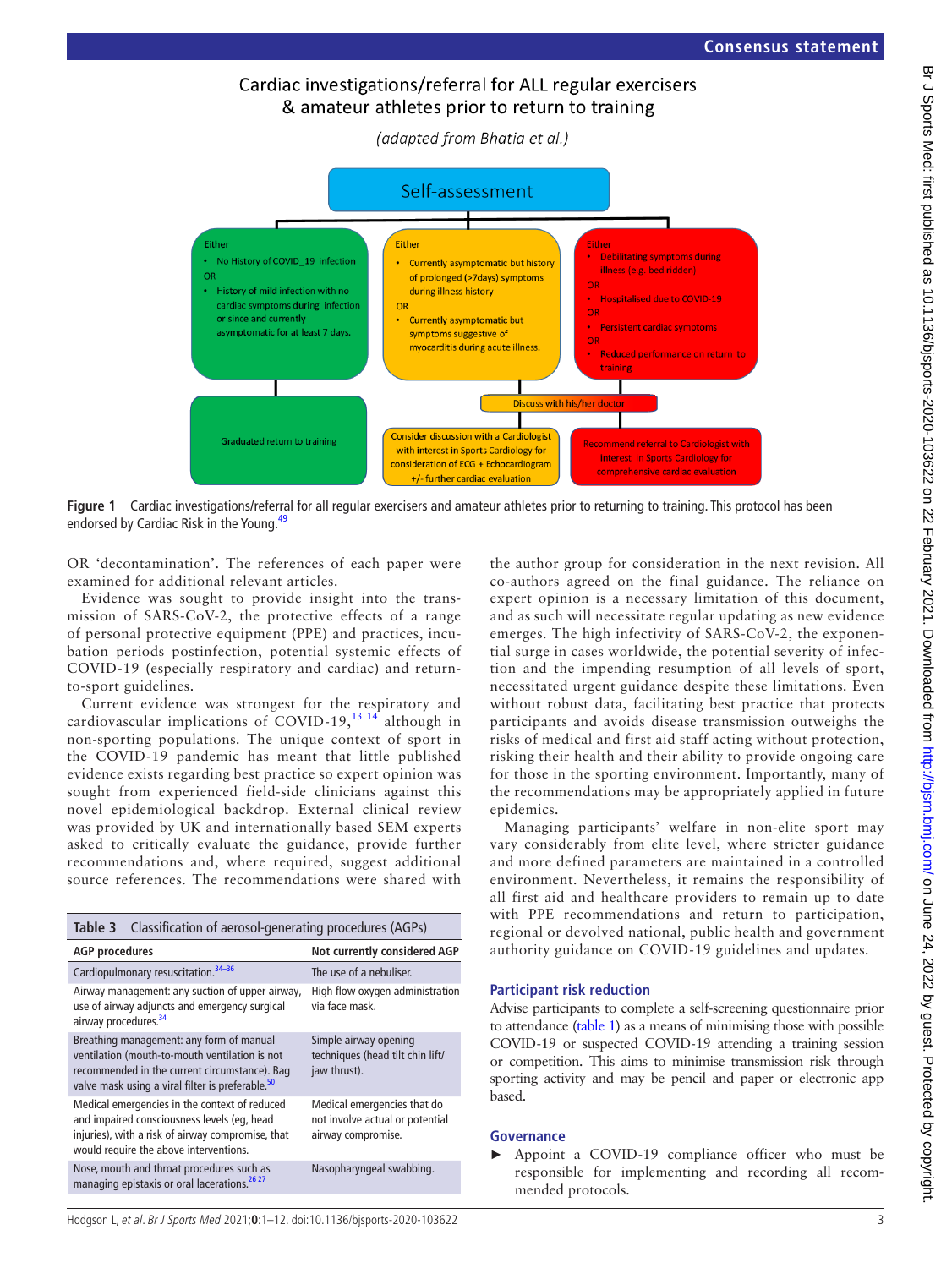Cardiac investigations/referral for ALL regular exercisers & amateur athletes prior to return to training

*(adapted from Bhatia et al.)*

Self-assessment

Either
- No History of COVID_19 infection

OR
- History of mild infection with no cardiac symptoms during infection or since and currently asymptomatic for at least 7 days.

Graduated return to training

Either
- Currently asymptomatic but history of prolonged (>7days) symptoms during illness history

OR
- Currently asymptomatic but symptoms suggestive of myocarditis during acute illness.

Consider discussion with a Cardiologist with interest in Sports Cardiology for consideration of ECG + Echocardiogram +/- further cardiac evaluation

Either
- Debilitating symptoms during illness (e.g. bed ridden)

OR
- Hospitalised due to COVID-19

OR
- Persistent cardiac symptoms

OR
- Reduced performance on return to training

Discuss with his/her doctor

Recommend referral to Cardiologist with interest in Sports Cardiology for comprehensive cardiac evaluation

**Figure 1** Cardiac investigations/referral for all regular exercisers and amateur athletes prior to returning to training. This protocol has been endorsed by Cardiac Risk in the Young.[49]

OR 'decontamination'. The references of each paper were examined for additional relevant articles.

Evidence was sought to provide insight into the transmission of SARS-CoV-2, the protective effects of a range of personal protective equipment (PPE) and practices, incubation periods postinfection, potential systemic effects of COVID-19 (especially respiratory and cardiac) and return-to-sport guidelines.

Current evidence was strongest for the respiratory and cardiovascular implications of COVID-19,[13 14] although in non-sporting populations. The unique context of sport in the COVID-19 pandemic has meant that little published evidence exists regarding best practice so expert opinion was sought from experienced field-side clinicians against this novel epidemiological backdrop. External clinical review was provided by UK and internationally based SEM experts asked to critically evaluate the guidance, provide further recommendations and, where required, suggest additional source references. The recommendations were shared with the author group for consideration in the next revision. All co-authors agreed on the final guidance. The reliance on expert opinion is a necessary limitation of this document, and as such will necessitate regular updating as new evidence emerges. The high infectivity of SARS-CoV-2, the exponential surge in cases worldwide, the potential severity of infection and the impending resumption of all levels of sport, necessitated urgent guidance despite these limitations. Even without robust data, facilitating best practice that protects participants and avoids disease transmission outweighs the risks of medical and first aid staff acting without protection, risking their health and their ability to provide ongoing care for those in the sporting environment. Importantly, many of the recommendations may be appropriately applied in future epidemics.

Managing participants' welfare in non-elite sport may vary considerably from elite level, where stricter guidance and more defined parameters are maintained in a controlled environment. Nevertheless, it remains the responsibility of all first aid and healthcare providers to remain up to date with PPE recommendations and return to participation, regional or devolved national, public health and government authority guidance on COVID-19 guidelines and updates.

**Table 3** Classification of aerosol-generating procedures (AGPs)

| AGP procedures | Not currently considered AGP |
|---|---|
| Cardiopulmonary resuscitation.[34–36] | The use of a nebuliser. |
| Airway management: any suction of upper airway, use of airway adjuncts and emergency surgical airway procedures.[34] | High flow oxygen administration via face mask. |
| Breathing management: any form of manual ventilation (mouth-to-mouth ventilation is not recommended in the current circumstance). Bag valve mask using a viral filter is preferable.[50] | Simple airway opening techniques (head tilt chin lift/ jaw thrust). |
| Medical emergencies in the context of reduced and impaired consciousness levels (eg, head injuries), with a risk of airway compromise, that would require the above interventions. | Medical emergencies that do not involve actual or potential airway compromise. |
| Nose, mouth and throat procedures such as managing epistaxis or oral lacerations.[26 27] | Nasopharyngeal swabbing. |

## Participant risk reduction

Advise participants to complete a self-screening questionnaire prior to attendance (table 1) as a means of minimising those with possible COVID-19 or suspected COVID-19 attending a training session or competition. This aims to minimise transmission risk through sporting activity and may be pencil and paper or electronic app based.

## Governance

- Appoint a COVID-19 compliance officer who must be responsible for implementing and recording all recommended protocols.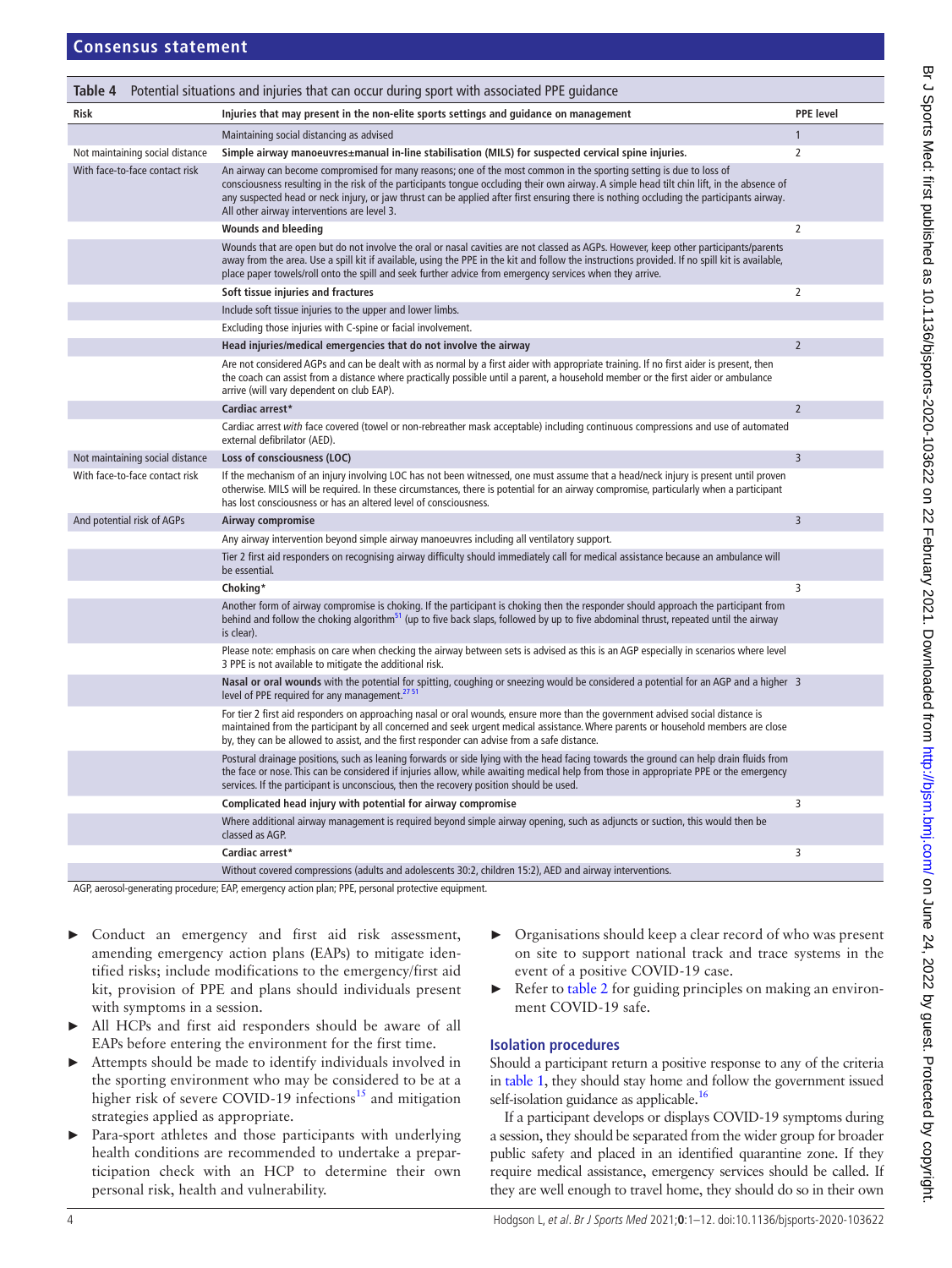**Table 4** Potential situations and injuries that can occur during sport with associated PPE guidance

| Risk | Injuries that may present in the non-elite sports settings and guidance on management | PPE level |
|---|---|---|
| | Maintaining social distancing as advised | 1 |
| Not maintaining social distance | **Simple airway manoeuvres±manual in-line stabilisation (MILS) for suspected cervical spine injuries.** | 2 |
| With face-to-face contact risk | An airway can become compromised for many reasons; one of the most common in the sporting setting is due to loss of consciousness resulting in the risk of the participants tongue occluding their own airway. A simple head tilt chin lift, in the absence of any suspected head or neck injury, or jaw thrust can be applied after first ensuring there is nothing occluding the participants airway. All other airway interventions are level 3. | |
| | **Wounds and bleeding** | 2 |
| | Wounds that are open but do not involve the oral or nasal cavities are not classed as AGPs. However, keep other participants/parents away from the area. Use a spill kit if available, using the PPE in the kit and follow the instructions provided. If no spill kit is available, place paper towels/roll onto the spill and seek further advice from emergency services when they arrive. | |
| | **Soft tissue injuries and fractures** | 2 |
| | Include soft tissue injuries to the upper and lower limbs. | |
| | Excluding those injuries with C-spine or facial involvement. | |
| | **Head injuries/medical emergencies that do not involve the airway** | 2 |
| | Are not considered AGPs and can be dealt with as normal by a first aider with appropriate training. If no first aider is present, then the coach can assist from a distance where practically possible until a parent, a household member or the first aider or ambulance arrive (will vary dependent on club EAP). | |
| | **Cardiac arrest*** | 2 |
| | Cardiac arrest *with* face covered (towel or non-rebreather mask acceptable) including continuous compressions and use of automated external defibrilator (AED). | |
| Not maintaining social distance | **Loss of consciousness (LOC)** | 3 |
| With face-to-face contact risk | If the mechanism of an injury involving LOC has not been witnessed, one must assume that a head/neck injury is present until proven otherwise. MILS will be required. In these circumstances, there is potential for an airway compromise, particularly when a participant has lost consciousness or has an altered level of consciousness. | |
| And potential risk of AGPs | **Airway compromise** | 3 |
| | Any airway intervention beyond simple airway manoeuvres including all ventilatory support. | |
| | Tier 2 first aid responders on recognising airway difficulty should immediately call for medical assistance because an ambulance will be essential. | |
| | **Choking*** | 3 |
| | Another form of airway compromise is choking. If the participant is choking then the responder should approach the participant from behind and follow the choking algorithm[51] (up to five back slaps, followed by up to five abdominal thrust, repeated until the airway is clear). | |
| | Please note: emphasis on care when checking the airway between sets is advised as this is an AGP especially in scenarios where level 3 PPE is not available to mitigate the additional risk. | |
| | **Nasal or oral wounds** with the potential for spitting, coughing or sneezing would be considered a potential for an AGP and a higher level of PPE required for any management.[27 51] | 3 |
| | For tier 2 first aid responders on approaching nasal or oral wounds, ensure more than the government advised social distance is maintained from the participant by all concerned and seek urgent medical assistance. Where parents or household members are close by, they can be allowed to assist, and the first responder can advise from a safe distance. | |
| | Postural drainage positions, such as leaning forwards or side lying with the head facing towards the ground can help drain fluids from the face or nose. This can be considered if injuries allow, while awaiting medical help from those in appropriate PPE or the emergency services. If the participant is unconscious, then the recovery position should be used. | |
| | **Complicated head injury with potential for airway compromise** | 3 |
| | Where additional airway management is required beyond simple airway opening, such as adjuncts or suction, this would then be classed as AGP. | |
| | **Cardiac arrest*** | 3 |
| | Without covered compressions (adults and adolescents 30:2, children 15:2), AED and airway interventions. | |

AGP, aerosol-generating procedure; EAP, emergency action plan; PPE, personal protective equipment.

- Conduct an emergency and first aid risk assessment, amending emergency action plans (EAPs) to mitigate identified risks; include modifications to the emergency/first aid kit, provision of PPE and plans should individuals present with symptoms in a session.
- All HCPs and first aid responders should be aware of all EAPs before entering the environment for the first time.
- Attempts should be made to identify individuals involved in the sporting environment who may be considered to be at a higher risk of severe COVID-19 infections[15] and mitigation strategies applied as appropriate.
- Para-sport athletes and those participants with underlying health conditions are recommended to undertake a preparticipation check with an HCP to determine their own personal risk, health and vulnerability.
- Organisations should keep a clear record of who was present on site to support national track and trace systems in the event of a positive COVID-19 case.
- Refer to table 2 for guiding principles on making an environment COVID-19 safe.

## Isolation procedures

Should a participant return a positive response to any of the criteria in table 1, they should stay home and follow the government issued self-isolation guidance as applicable.[16]

If a participant develops or displays COVID-19 symptoms during a session, they should be separated from the wider group for broader public safety and placed in an identified quarantine zone. If they require medical assistance, emergency services should be called. If they are well enough to travel home, they should do so in their own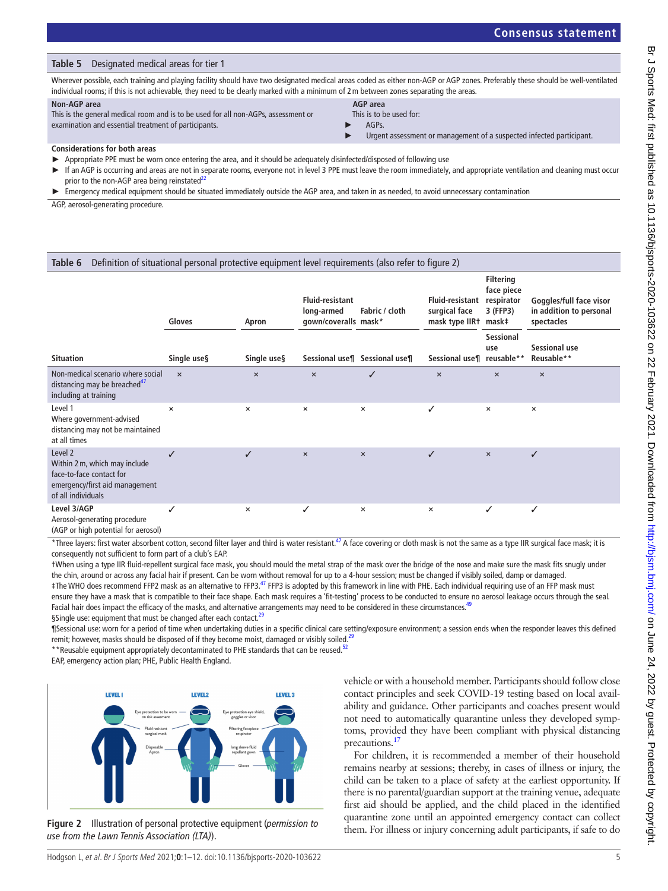**Table 5** Designated medical areas for tier 1

Wherever possible, each training and playing facility should have two designated medical areas coded as either non-AGP or AGP zones. Preferably these should be well-ventilated individual rooms; if this is not achievable, they need to be clearly marked with a minimum of 2 m between zones separating the areas.

| Non-AGP area | AGP area |
|---|---|
| This is the general medical room and is to be used for all non-AGPs, assessment or examination and essential treatment of participants. | This is to be used for:<br>► AGPs.<br>► Urgent assessment or management of a suspected infected participant. |

**Considerations for both areas**

- ► Appropriate PPE must be worn once entering the area, and it should be adequately disinfected/disposed of following use
- ► If an AGP is occurring and areas are not in separate rooms, everyone not in level 3 PPE must leave the room immediately, and appropriate ventilation and cleaning must occur prior to the non-AGP area being reinstated[22]
- ► Emergency medical equipment should be situated immediately outside the AGP area, and taken in as needed, to avoid unnecessary contamination

AGP, aerosol-generating procedure.

**Table 6** Definition of situational personal protective equipment level requirements (also refer to figure 2)

| | Gloves | Apron | Fluid-resistant long-armed gown/coveralls | Fabric / cloth mask* | Fluid-resistant surgical face mask type IIR† | Filtering face piece respirator 3 (FFP3) mask‡ | Goggles/full face visor in addition to personal spectacles |
|---|---|---|---|---|---|---|---|
| **Situation** | **Single use§** | **Single use§** | **Sessional use¶** | **Sessional use¶** | **Sessional use¶** | **Sessional use reusable\*\*** | **Sessional use Reusable\*\*** |
| Non-medical scenario where social distancing may be breached[47] including at training | × | × | × | ✓ | × | × | × |
| Level 1<br>Where government-advised distancing may not be maintained at all times | × | × | × | × | ✓ | × | × |
| Level 2<br>Within 2 m, which may include face-to-face contact for emergency/first aid management of all individuals | ✓ | ✓ | × | × | ✓ | × | ✓ |
| Level 3/AGP<br>Aerosol-generating procedure (AGP or high potential for aerosol) | ✓ | × | ✓ | × | × | ✓ | ✓ |

*Three layers: first water absorbent cotton, second filter layer and third is water resistant.[47] A face covering or cloth mask is not the same as a type IIR surgical face mask; it is consequently not sufficient to form part of a club's EAP.

†When using a type IIR fluid-repellent surgical face mask, you should mould the metal strap of the mask over the bridge of the nose and make sure the mask fits snugly under the chin, around or across any facial hair if present. Can be worn without removal for up to a 4-hour session; must be changed if visibly soiled, damp or damaged.

‡The WHO does recommend FFP2 mask as an alternative to FFP3.[47] FFP3 is adopted by this framework in line with PHE. Each individual requiring use of an FFP mask must ensure they have a mask that is compatible to their face shape. Each mask requires a 'fit-testing' process to be conducted to ensure no aerosol leakage occurs through the seal. Facial hair does impact the efficacy of the masks, and alternative arrangements may need to be considered in these circumstances.[49]

§Single use: equipment that must be changed after each contact.[29]

¶Sessional use: worn for a period of time when undertaking duties in a specific clinical care setting/exposure environment; a session ends when the responder leaves this defined remit; however, masks should be disposed of if they become moist, damaged or visibly soiled.[29]

\*\*Reusable equipment appropriately decontaminated to PHE standards that can be reused.[52]

EAP, emergency action plan; PHE, Public Health England.

**Figure 2** Illustration of personal protective equipment (*permission to use from the Lawn Tennis Association (LTA)*).

vehicle or with a household member. Participants should follow close contact principles and seek COVID-19 testing based on local availability and guidance. Other participants and coaches present would not need to automatically quarantine unless they developed symptoms, provided they have been compliant with physical distancing precautions.[17]

For children, it is recommended a member of their household remains nearby at sessions; thereby, in cases of illness or injury, the child can be taken to a place of safety at the earliest opportunity. If there is no parental/guardian support at the training venue, adequate first aid should be applied, and the child placed in the identified quarantine zone until an appointed emergency contact can collect them. For illness or injury concerning adult participants, if safe to do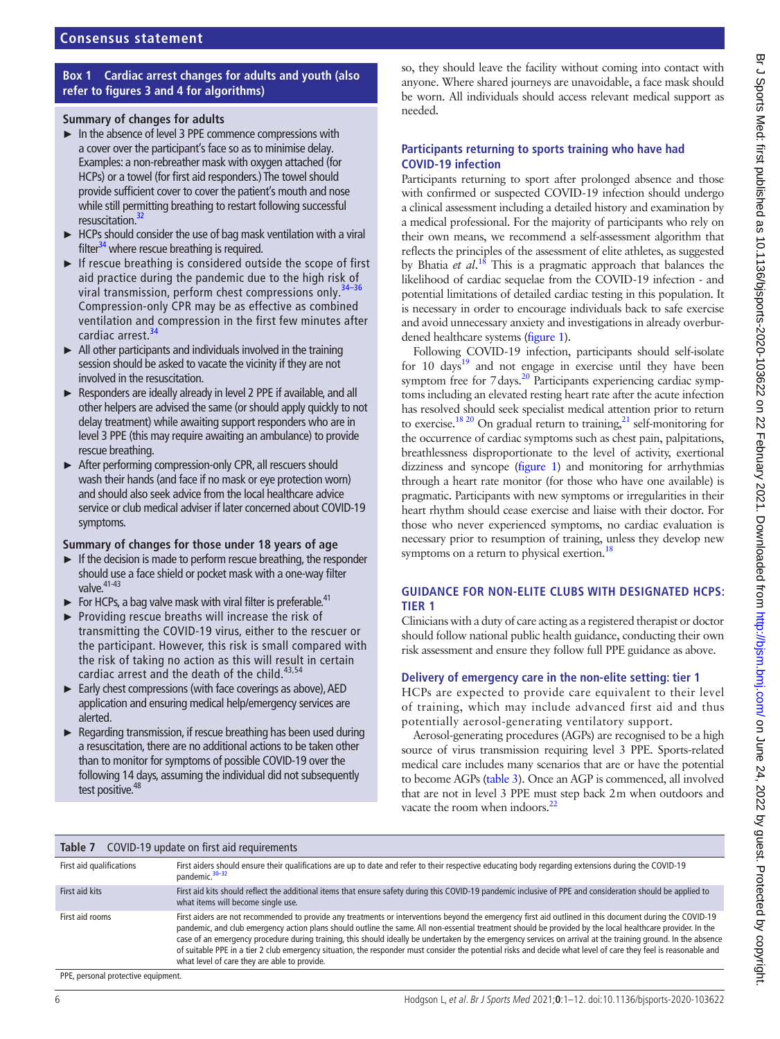**Box 1 Cardiac arrest changes for adults and youth (also refer to figures 3 and 4 for algorithms)**

**Summary of changes for adults**

- In the absence of level 3 PPE commence compressions with a cover over the participant's face so as to minimise delay. Examples: a non-rebreather mask with oxygen attached (for HCPs) or a towel (for first aid responders.) The towel should provide sufficient cover to cover the patient's mouth and nose while still permitting breathing to restart following successful resuscitation.[32]
- HCPs should consider the use of bag mask ventilation with a viral filter[34] where rescue breathing is required.
- If rescue breathing is considered outside the scope of first aid practice during the pandemic due to the high risk of viral transmission, perform chest compressions only.[34–36] Compression-only CPR may be as effective as combined ventilation and compression in the first few minutes after cardiac arrest.[34]
- All other participants and individuals involved in the training session should be asked to vacate the vicinity if they are not involved in the resuscitation.
- Responders are ideally already in level 2 PPE if available, and all other helpers are advised the same (or should apply quickly to not delay treatment) while awaiting support responders who are in level 3 PPE (this may require awaiting an ambulance) to provide rescue breathing.
- After performing compression-only CPR, all rescuers should wash their hands (and face if no mask or eye protection worn) and should also seek advice from the local healthcare advice service or club medical adviser if later concerned about COVID-19 symptoms.

**Summary of changes for those under 18 years of age**

- If the decision is made to perform rescue breathing, the responder should use a face shield or pocket mask with a one-way filter valve.[41-43]
- For HCPs, a bag valve mask with viral filter is preferable.[41]
- Providing rescue breaths will increase the risk of transmitting the COVID-19 virus, either to the rescuer or the participant. However, this risk is small compared with the risk of taking no action as this will result in certain cardiac arrest and the death of the child.[43,54]
- Early chest compressions (with face coverings as above), AED application and ensuring medical help/emergency services are alerted.
- Regarding transmission, if rescue breathing has been used during a resuscitation, there are no additional actions to be taken other than to monitor for symptoms of possible COVID-19 over the following 14 days, assuming the individual did not subsequently test positive.[48]

so, they should leave the facility without coming into contact with anyone. Where shared journeys are unavoidable, a face mask should be worn. All individuals should access relevant medical support as needed.

### Participants returning to sports training who have had COVID-19 infection

Participants returning to sport after prolonged absence and those with confirmed or suspected COVID-19 infection should undergo a clinical assessment including a detailed history and examination by a medical professional. For the majority of participants who rely on their own means, we recommend a self-assessment algorithm that reflects the principles of the assessment of elite athletes, as suggested by Bhatia *et al*.[18] This is a pragmatic approach that balances the likelihood of cardiac sequelae from the COVID-19 infection - and potential limitations of detailed cardiac testing in this population. It is necessary in order to encourage individuals back to safe exercise and avoid unnecessary anxiety and investigations in already overburdened healthcare systems (figure 1).

Following COVID-19 infection, participants should self-isolate for 10 days[19] and not engage in exercise until they have been symptom free for 7 days.[20] Participants experiencing cardiac symptoms including an elevated resting heart rate after the acute infection has resolved should seek specialist medical attention prior to return to exercise.[18 20] On gradual return to training,[21] self-monitoring for the occurrence of cardiac symptoms such as chest pain, palpitations, breathlessness disproportionate to the level of activity, exertional dizziness and syncope (figure 1) and monitoring for arrhythmias through a heart rate monitor (for those who have one available) is pragmatic. Participants with new symptoms or irregularities in their heart rhythm should cease exercise and liaise with their doctor. For those who never experienced symptoms, no cardiac evaluation is necessary prior to resumption of training, unless they develop new symptoms on a return to physical exertion.[18]

## GUIDANCE FOR NON-ELITE CLUBS WITH DESIGNATED HCPS: TIER 1

Clinicians with a duty of care acting as a registered therapist or doctor should follow national public health guidance, conducting their own risk assessment and ensure they follow full PPE guidance as above.

### Delivery of emergency care in the non-elite setting: tier 1

HCPs are expected to provide care equivalent to their level of training, which may include advanced first aid and thus potentially aerosol-generating ventilatory support.

Aerosol-generating procedures (AGPs) are recognised to be a high source of virus transmission requiring level 3 PPE. Sports-related medical care includes many scenarios that are or have the potential to become AGPs (table 3). Once an AGP is commenced, all involved that are not in level 3 PPE must step back 2m when outdoors and vacate the room when indoors.[22]

**Table 7** COVID-19 update on first aid requirements

| | |
|---|---|
| First aid qualifications | First aiders should ensure their qualifications are up to date and refer to their respective educating body regarding extensions during the COVID-19 pandemic.[30–32] |
| First aid kits | First aid kits should reflect the additional items that ensure safety during this COVID-19 pandemic inclusive of PPE and consideration should be applied to what items will become single use. |
| First aid rooms | First aiders are not recommended to provide any treatments or interventions beyond the emergency first aid outlined in this document during the COVID-19 pandemic, and club emergency action plans should outline the same. All non-essential treatment should be provided by the local healthcare provider. In the case of an emergency procedure during training, this should ideally be undertaken by the emergency services on arrival at the training ground. In the absence of suitable PPE in a tier 2 club emergency situation, the responder must consider the potential risks and decide what level of care they feel is reasonable and what level of care they are able to provide. |

PPE, personal protective equipment.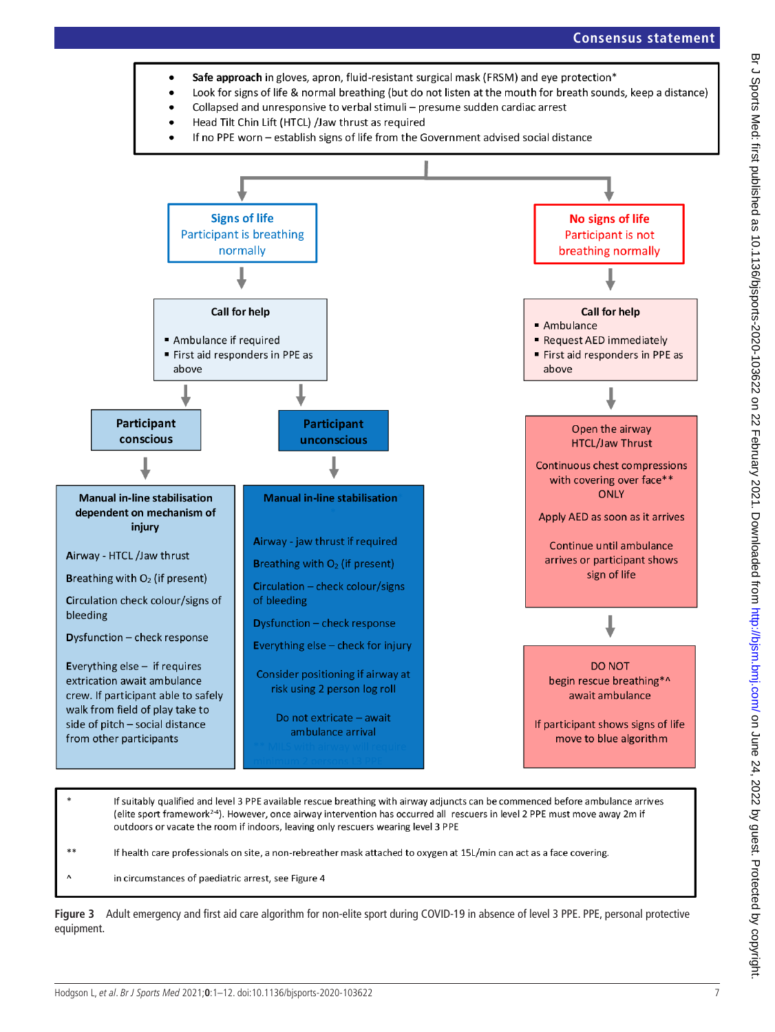- **Safe approach** in gloves, apron, fluid-resistant surgical mask (FRSM) and eye protection*
- Look for signs of life & normal breathing (but do not listen at the mouth for breath sounds, keep a distance)
- Collapsed and unresponsive to verbal stimuli – presume sudden cardiac arrest
- Head Tilt Chin Lift (HTCL) /Jaw thrust as required
- If no PPE worn – establish signs of life from the Government advised social distance

**Signs of life**
Participant is breathing normally

**Call for help**

- Ambulance if required
- First aid responders in PPE as above

**Participant conscious**

**Manual in-line stabilisation dependent on mechanism of injury**

Airway - HTCL /Jaw thrust

Breathing with $O_2$ (if present)

Circulation check colour/signs of bleeding

Dysfunction – check response

Everything else – if requires extrication await ambulance crew. If participant able to safely walk from field of play take to side of pitch – social distance from other participants

**Participant unconscious**

**Manual in-line stabilisation**

Airway - jaw thrust if required

Breathing with $O_2$ (if present)

Circulation – check colour/signs of bleeding

Dysfunction – check response

Everything else – check for injury

Consider positioning if airway at risk using 2 person log roll

Do not extricate – await ambulance arrival

** MILS with airway will require minimum 2 persons L2 PPE

**No signs of life**
Participant is not breathing normally

**Call for help**

- Ambulance
- Request AED immediately
- First aid responders in PPE as above

Open the airway
HTCL/Jaw Thrust

Continuous chest compressions with covering over face** ONLY

Apply AED as soon as it arrives

Continue until ambulance arrives or participant shows sign of life

DO NOT begin rescue breathing*^ await ambulance

If participant shows signs of life move to blue algorithm

| | |
|---|---|
| * | If suitably qualified and level 3 PPE available rescue breathing with airway adjuncts can be commenced before ambulance arrives (elite sport framework[2-4]). However, once airway intervention has occurred all rescuers in level 2 PPE must move away 2m if outdoors or vacate the room if indoors, leaving only rescuers wearing level 3 PPE |
| ** | If health care professionals on site, a non-rebreather mask attached to oxygen at 15L/min can act as a face covering. |
| ^ | in circumstances of paediatric arrest, see Figure 4 |

**Figure 3** Adult emergency and first aid care algorithm for non-elite sport during COVID-19 in absence of level 3 PPE. PPE, personal protective equipment.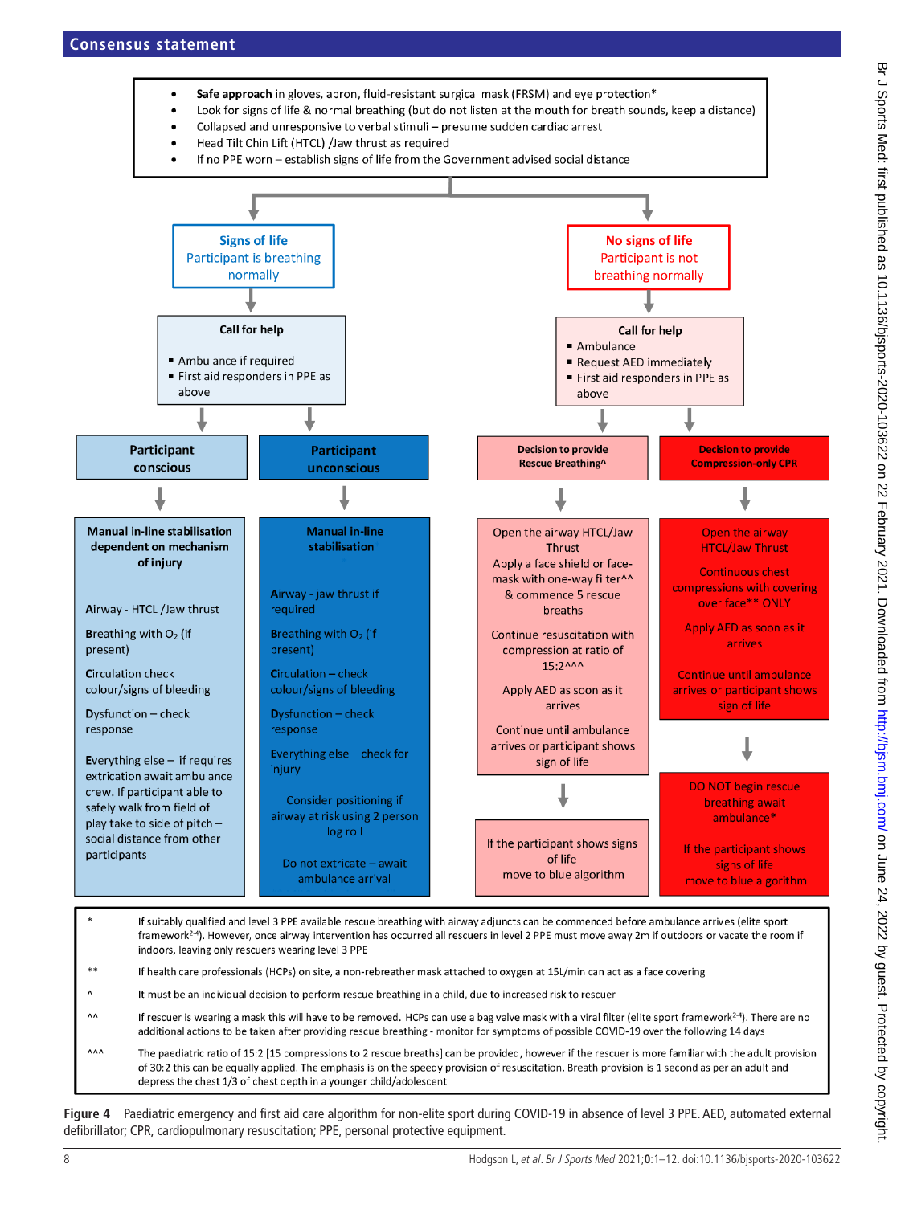- **Safe approach** in gloves, apron, fluid-resistant surgical mask (FRSM) and eye protection*
- Look for signs of life & normal breathing (but do not listen at the mouth for breath sounds, keep a distance)
- Collapsed and unresponsive to verbal stimuli – presume sudden cardiac arrest
- Head Tilt Chin Lift (HTCL) /Jaw thrust as required
- If no PPE worn – establish signs of life from the Government advised social distance

**Signs of life**
Participant is breathing normally

**Call for help**
- Ambulance if required
- First aid responders in PPE as above

**Participant conscious**

**Manual in-line stabilisation dependent on mechanism of injury**

Airway - HTCL /Jaw thrust

Breathing with $O_2$ (if present)

Circulation check colour/signs of bleeding

Dysfunction – check response

Everything else – if requires extrication await ambulance crew. If participant able to safely walk from field of play take to side of pitch – social distance from other participants

**Participant unconscious**

**Manual in-line stabilisation**

Airway - jaw thrust if required

Breathing with $O_2$ (if present)

Circulation – check colour/signs of bleeding

Dysfunction – check response

Everything else – check for injury

Consider positioning if airway at risk using 2 person log roll

Do not extricate – await ambulance arrival

**No signs of life**
Participant is not breathing normally

**Call for help**
- Ambulance
- Request AED immediately
- First aid responders in PPE as above

**Decision to provide Rescue Breathing^**

Open the airway HTCL/Jaw Thrust

Apply a face shield or face-mask with one-way filter^^ & commence 5 rescue breaths

Continue resuscitation with compression at ratio of 15:2^^^

Apply AED as soon as it arrives

Continue until ambulance arrives or participant shows sign of life

If the participant shows signs of life move to blue algorithm

**Decision to provide Compression-only CPR**

Open the airway HTCL/Jaw Thrust

Continuous chest compressions with covering over face** ONLY

Apply AED as soon as it arrives

Continue until ambulance arrives or participant shows sign of life

DO NOT begin rescue breathing await ambulance*

If the participant shows signs of life move to blue algorithm

| | |
|---|---|
| * | If suitably qualified and level 3 PPE available rescue breathing with airway adjuncts can be commenced before ambulance arrives (elite sport framework[2-4]). However, once airway intervention has occurred all rescuers in level 2 PPE must move away 2m if outdoors or vacate the room if indoors, leaving only rescuers wearing level 3 PPE |
| ** | If health care professionals (HCPs) on site, a non-rebreather mask attached to oxygen at 15L/min can act as a face covering |
| ^ | It must be an individual decision to perform rescue breathing in a child, due to increased risk to rescuer |
| ^^ | If rescuer is wearing a mask this will have to be removed. HCPs can use a bag valve mask with a viral filter (elite sport framework[2-4]). There are no additional actions to be taken after providing rescue breathing - monitor for symptoms of possible COVID-19 over the following 14 days |
| ^^^ | The paediatric ratio of 15:2 [15 compressions to 2 rescue breaths] can be provided, however if the rescuer is more familiar with the adult provision of 30:2 this can be equally applied. The emphasis is on the speedy provision of resuscitation. Breath provision is 1 second as per an adult and depress the chest 1/3 of chest depth in a younger child/adolescent |

**Figure 4** Paediatric emergency and first aid care algorithm for non-elite sport during COVID-19 in absence of level 3 PPE. AED, automated external defibrillator; CPR, cardiopulmonary resuscitation; PPE, personal protective equipment.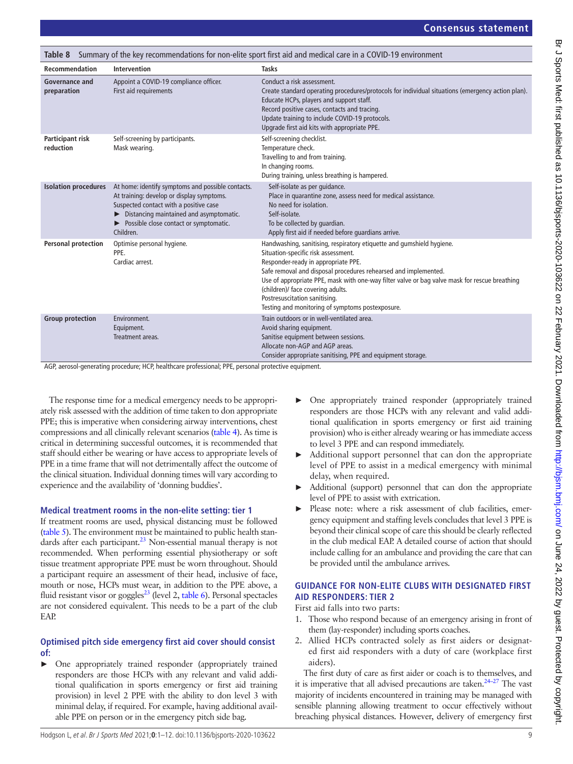Table 8 Summary of the key recommendations for non-elite sport first aid and medical care in a COVID-19 environment

| Recommendation | Intervention | Tasks |
|---|---|---|
| **Governance and preparation** | Appoint a COVID-19 compliance officer.<br>First aid requirements | Conduct a risk assessment.<br>Create standard operating procedures/protocols for individual situations (emergency action plan).<br>Educate HCPs, players and support staff.<br>Record positive cases, contacts and tracing.<br>Update training to include COVID-19 protocols.<br>Upgrade first aid kits with appropriate PPE. |
| **Participant risk reduction** | Self-screening by participants.<br>Mask wearing. | Self-screening checklist.<br>Temperature check.<br>Travelling to and from training.<br>In changing rooms.<br>During training, unless breathing is hampered. |
| **Isolation procedures** | At home: identify symptoms and possible contacts.<br>At training: develop or display symptoms.<br>Suspected contact with a positive case<br>► Distancing maintained and asymptomatic.<br>► Possible close contact or symptomatic.<br>Children. | Self-isolate as per guidance.<br>Place in quarantine zone, assess need for medical assistance.<br>No need for isolation.<br>Self-isolate.<br>To be collected by guardian.<br>Apply first aid if needed before guardians arrive. |
| **Personal protection** | Optimise personal hygiene.<br>PPE.<br>Cardiac arrest. | Handwashing, sanitising, respiratory etiquette and gumshield hygiene.<br>Situation-specific risk assessment.<br>Responder-ready in appropriate PPE.<br>Safe removal and disposal procedures rehearsed and implemented.<br>Use of appropriate PPE, mask with one-way filter valve or bag valve mask for rescue breathing (children)/ face covering adults.<br>Postresuscitation sanitising.<br>Testing and monitoring of symptoms postexposure. |
| **Group protection** | Environment.<br>Equipment.<br>Treatment areas. | Train outdoors or in well-ventilated area.<br>Avoid sharing equipment.<br>Sanitise equipment between sessions.<br>Allocate non-AGP and AGP areas.<br>Consider appropriate sanitising, PPE and equipment storage. |

AGP, aerosol-generating procedure; HCP, healthcare professional; PPE, personal protective equipment.

The response time for a medical emergency needs to be appropriately risk assessed with the addition of time taken to don appropriate PPE; this is imperative when considering airway interventions, chest compressions and all clinically relevant scenarios (table 4). As time is critical in determining successful outcomes, it is recommended that staff should either be wearing or have access to appropriate levels of PPE in a time frame that will not detrimentally affect the outcome of the clinical situation. Individual donning times will vary according to experience and the availability of 'donning buddies'.

### Medical treatment rooms in the non-elite setting: tier 1

If treatment rooms are used, physical distancing must be followed (table 5). The environment must be maintained to public health standards after each participant.[23] Non-essential manual therapy is not recommended. When performing essential physiotherapy or soft tissue treatment appropriate PPE must be worn throughout. Should a participant require an assessment of their head, inclusive of face, mouth or nose, HCPs must wear, in addition to the PPE above, a fluid resistant visor or goggles[23] (level 2, table 6). Personal spectacles are not considered equivalent. This needs to be a part of the club EAP.

### Optimised pitch side emergency first aid cover should consist of:

- One appropriately trained responder (appropriately trained responders are those HCPs with any relevant and valid additional qualification in sports emergency or first aid training provision) in level 2 PPE with the ability to don level 3 with minimal delay, if required. For example, having additional available PPE on person or in the emergency pitch side bag.
- One appropriately trained responder (appropriately trained responders are those HCPs with any relevant and valid additional qualification in sports emergency or first aid training provision) who is either already wearing or has immediate access to level 3 PPE and can respond immediately.
- Additional support personnel that can don the appropriate level of PPE to assist in a medical emergency with minimal delay, when required.
- Additional (support) personnel that can don the appropriate level of PPE to assist with extrication.
- Please note: where a risk assessment of club facilities, emergency equipment and staffing levels concludes that level 3 PPE is beyond their clinical scope of care this should be clearly reflected in the club medical EAP. A detailed course of action that should include calling for an ambulance and providing the care that can be provided until the ambulance arrives.

## GUIDANCE FOR NON-ELITE CLUBS WITH DESIGNATED FIRST AID RESPONDERS: TIER 2

First aid falls into two parts:

1. Those who respond because of an emergency arising in front of them (lay-responder) including sports coaches.
2. Allied HCPs contracted solely as first aiders or designated first aid responders with a duty of care (workplace first aiders).

The first duty of care as first aider or coach is to themselves, and it is imperative that all advised precautions are taken.[24–27] The vast majority of incidents encountered in training may be managed with sensible planning allowing treatment to occur effectively without breaching physical distances. However, delivery of emergency first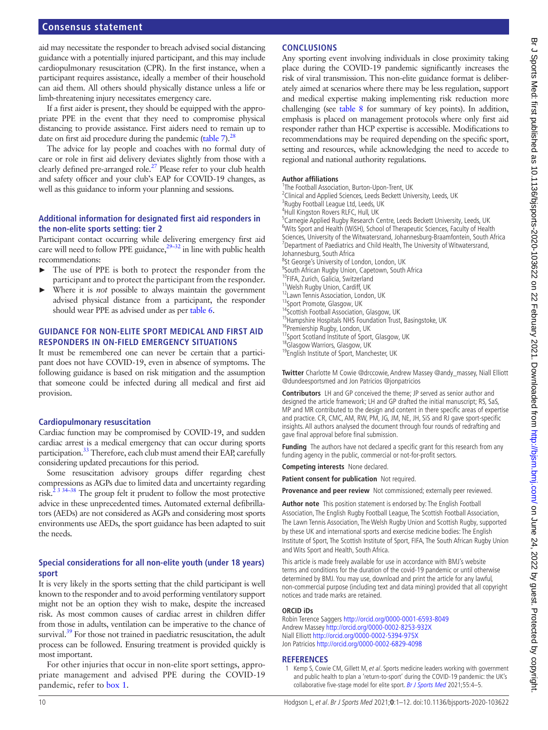aid may necessitate the responder to breach advised social distancing guidance with a potentially injured participant, and this may include cardiopulmonary resuscitation (CPR). In the first instance, when a participant requires assistance, ideally a member of their household can aid them. All others should physically distance unless a life or limb-threatening injury necessitates emergency care.

If a first aider is present, they should be equipped with the appropriate PPE in the event that they need to compromise physical distancing to provide assistance. First aiders need to remain up to date on first aid procedure during the pandemic (table 7).[28]

The advice for lay people and coaches with no formal duty of care or role in first aid delivery deviates slightly from those with a clearly defined pre-arranged role.[27] Please refer to your club health and safety officer and your club's EAP for COVID-19 changes, as well as this guidance to inform your planning and sessions.

### Additional information for designated first aid responders in the non-elite sports setting: tier 2

Participant contact occurring while delivering emergency first aid care will need to follow PPE guidance,[29–32] in line with public health recommendations:

- The use of PPE is both to protect the responder from the participant and to protect the participant from the responder.
- Where it is *not* possible to always maintain the government advised physical distance from a participant, the responder should wear PPE as advised under as per table 6.

## GUIDANCE FOR NON-ELITE SPORT MEDICAL AND FIRST AID RESPONDERS IN ON-FIELD EMERGENCY SITUATIONS

It must be remembered one can never be certain that a participant does not have COVID-19, even in absence of symptoms. The following guidance is based on risk mitigation and the assumption that someone could be infected during all medical and first aid provision.

### Cardiopulmonary resuscitation

Cardiac function may be compromised by COVID-19, and sudden cardiac arrest is a medical emergency that can occur during sports participation.[33] Therefore, each club must amend their EAP, carefully considering updated precautions for this period.

Some resuscitation advisory groups differ regarding chest compressions as AGPs due to limited data and uncertainty regarding risk.[2 3 34–38] The group felt it prudent to follow the most protective advice in these unprecedented times. Automated external defibrillators (AEDs) are not considered as AGPs and considering most sports environments use AEDs, the sport guidance has been adapted to suit the needs.

### Special considerations for all non-elite youth (under 18 years) sport

It is very likely in the sports setting that the child participant is well known to the responder and to avoid performing ventilatory support might not be an option they wish to make, despite the increased risk. As most common causes of cardiac arrest in children differ from those in adults, ventilation can be imperative to the chance of survival.[39] For those not trained in paediatric resuscitation, the adult process can be followed. Ensuring treatment is provided quickly is most important.

For other injuries that occur in non-elite sport settings, appropriate management and advised PPE during the COVID-19 pandemic, refer to box 1.

## CONCLUSIONS

Any sporting event involving individuals in close proximity taking place during the COVID-19 pandemic significantly increases the risk of viral transmission. This non-elite guidance format is deliberately aimed at scenarios where there may be less regulation, support and medical expertise making implementing risk reduction more challenging (see table 8 for summary of key points). In addition, emphasis is placed on management protocols where only first aid responder rather than HCP expertise is accessible. Modifications to recommendations may be required depending on the specific sport, setting and resources, while acknowledging the need to accede to regional and national authority regulations.

**Author affiliations**

[1]The Football Association, Burton-Upon-Trent, UK
[2]Clinical and Applied Sciences, Leeds Beckett University, Leeds, UK
[3]Rugby Football League Ltd, Leeds, UK
[4]Hull Kingston Rovers RLFC, Hull, UK
[5]Carnegie Applied Rugby Research Centre, Leeds Beckett University, Leeds, UK
[6]Wits Sport and Health (WiSH), School of Therapeutic Sciences, Faculty of Health Sciences, University of the Witwatersrand, Johannesburg-Braamfontein, South Africa
[7]Department of Paediatrics and Child Health, The University of Witwatersrand, Johannesburg, South Africa
[8]St George's University of London, London, UK
[9]South African Rugby Union, Capetown, South Africa
[10]FIFA, Zurich, Galicia, Switzerland
[11]Welsh Rugby Union, Cardiff, UK
[12]Lawn Tennis Association, London, UK
[13]Sport Promote, Glasgow, UK
[14]Scottish Football Association, Glasgow, UK
[15]Hampshire Hospitals NHS Foundation Trust, Basingstoke, UK
[16]Premiership Rugby, London, UK
[17]Sport Scotland Institute of Sport, Glasgow, UK
[18]Glasgow Warriors, Glasgow, UK
[19]English Institute of Sport, Manchester, UK

**Twitter** Charlotte M Cowie @drccowie, Andrew Massey @andy_massey, Niall Elliott @dundeesportsmed and Jon Patricios @jonpatricios

**Contributors** LH and GP conceived the theme; JP served as senior author and designed the article framework; LH and GP drafted the initial manuscript; RS, SaS, MP and MR contributed to the design and content in there specific areas of expertise and practice. CR, CMC, AM, RW, PM, JG, JM, NE, JH, SiS and RJ gave sport-specific insights. All authors analysed the document through four rounds of redrafting and gave final approval before final submission.

**Funding** The authors have not declared a specific grant for this research from any funding agency in the public, commercial or not-for-profit sectors.

**Competing interests** None declared.

**Patient consent for publication** Not required.

**Provenance and peer review** Not commissioned; externally peer reviewed.

**Author note** This position statement is endorsed by: The English Football Association, The English Rugby Football League, The Scottish Football Association, The Lawn Tennis Association, The Welsh Rugby Union and Scottish Rugby, supported by these UK and international sports and exercise medicine bodies: The English Institute of Sport, The Scottish Institute of Sport, FIFA, The South African Rugby Union and Wits Sport and Health, South Africa.

This article is made freely available for use in accordance with BMJ's website terms and conditions for the duration of the covid-19 pandemic or until otherwise determined by BMJ. You may use, download and print the article for any lawful, non-commercial purpose (including text and data mining) provided that all copyright notices and trade marks are retained.

**ORCID iDs**

Robin Terence Saggers http://orcid.org/0000-0001-6593-8049
Andrew Massey http://orcid.org/0000-0002-8253-932X
Niall Elliott http://orcid.org/0000-0002-5394-975X
Jon Patricios http://orcid.org/0000-0002-6829-4098

## REFERENCES

1 Kemp S, Cowie CM, Gillett M, *et al*. Sports medicine leaders working with government and public health to plan a 'return-to-sport' during the COVID-19 pandemic: the UK's collaborative five-stage model for elite sport. *Br J Sports Med* 2021;55:4–5.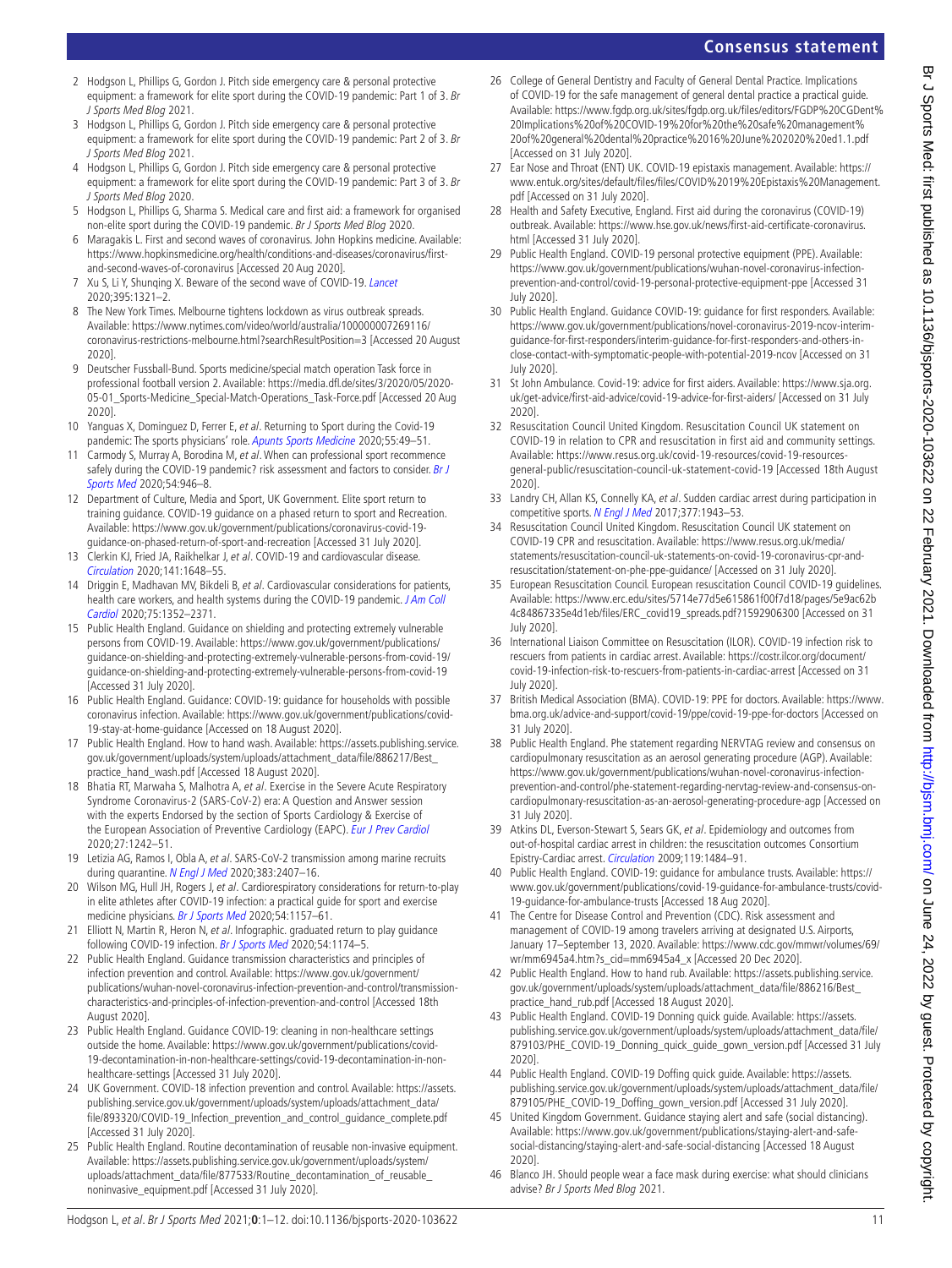2. Hodgson L, Phillips G, Gordon J. Pitch side emergency care & personal protective equipment: a framework for elite sport during the COVID-19 pandemic: Part 1 of 3. *Br J Sports Med Blog* 2021.
3. Hodgson L, Phillips G, Gordon J. Pitch side emergency care & personal protective equipment: a framework for elite sport during the COVID-19 pandemic: Part 2 of 3. *Br J Sports Med Blog* 2021.
4. Hodgson L, Phillips G, Gordon J. Pitch side emergency care & personal protective equipment: a framework for elite sport during the COVID-19 pandemic: Part 3 of 3. *Br J Sports Med Blog* 2020.
5. Hodgson L, Phillips G, Sharma S. Medical care and first aid: a framework for organised non-elite sport during the COVID-19 pandemic. *Br J Sports Med Blog* 2020.
6. Maragakis L. First and second waves of coronavirus. John Hopkins medicine. Available: https://www.hopkinsmedicine.org/health/conditions-and-diseases/coronavirus/first-and-second-waves-of-coronavirus [Accessed 20 Aug 2020].
7. Xu S, Li Y, Shunqing X. Beware of the second wave of COVID-19. *Lancet* 2020;395:1321–2.
8. The New York Times. Melbourne tightens lockdown as virus outbreak spreads. Available: https://www.nytimes.com/video/world/australia/100000007269116/coronavirus-restrictions-melbourne.html?searchResultPosition=3 [Accessed 20 August 2020].
9. Deutscher Fussball-Bund. Sports medicine/special match operation Task force in professional football version 2. Available: https://media.dfl.de/sites/3/2020/05/2020-05-01_Sports-Medicine_Special-Match-Operations_Task-Force.pdf [Accessed 20 Aug 2020].
10. Yanguas X, Dominguez D, Ferrer E, *et al*. Returning to Sport during the Covid-19 pandemic: The sports physicians' role. *Apunts Sports Medicine* 2020;55:49–51.
11. Carmody S, Murray A, Borodina M, *et al*. When can professional sport recommence safely during the COVID-19 pandemic? risk assessment and factors to consider. *Br J Sports Med* 2020;54:946–8.
12. Department of Culture, Media and Sport, UK Government. Elite sport return to training guidance. COVID-19 guidance on a phased return to sport and Recreation. Available: https://www.gov.uk/government/publications/coronavirus-covid-19-guidance-on-phased-return-of-sport-and-recreation [Accessed 31 July 2020].
13. Clerkin KJ, Fried JA, Raikhelkar J, *et al*. COVID-19 and cardiovascular disease. *Circulation* 2020;141:1648–55.
14. Driggin E, Madhavan MV, Bikdeli B, *et al*. Cardiovascular considerations for patients, health care workers, and health systems during the COVID-19 pandemic. *J Am Coll Cardiol* 2020;75:1352–2371.
15. Public Health England. Guidance on shielding and protecting extremely vulnerable persons from COVID-19. Available: https://www.gov.uk/government/publications/guidance-on-shielding-and-protecting-extremely-vulnerable-persons-from-covid-19/guidance-on-shielding-and-protecting-extremely-vulnerable-persons-from-covid-19 [Accessed 31 July 2020].
16. Public Health England. Guidance: COVID-19: guidance for households with possible coronavirus infection. Available: https://www.gov.uk/government/publications/covid-19-stay-at-home-guidance [Accessed on 18 August 2020].
17. Public Health England. How to hand wash. Available: https://assets.publishing.service.gov.uk/government/uploads/system/uploads/attachment_data/file/886217/Best_practice_hand_wash.pdf [Accessed 18 August 2020].
18. Bhatia RT, Marwaha S, Malhotra A, *et al*. Exercise in the Severe Acute Respiratory Syndrome Coronavirus-2 (SARS-CoV-2) era: A Question and Answer session with the experts Endorsed by the section of Sports Cardiology & Exercise of the European Association of Preventive Cardiology (EAPC). *Eur J Prev Cardiol* 2020;27:1242–51.
19. Letizia AG, Ramos I, Obla A, *et al*. SARS-CoV-2 transmission among marine recruits during quarantine. *N Engl J Med* 2020;383:2407–16.
20. Wilson MG, Hull JH, Rogers J, *et al*. Cardiorespiratory considerations for return-to-play in elite athletes after COVID-19 infection: a practical guide for sport and exercise medicine physicians. *Br J Sports Med* 2020;54:1157–61.
21. Elliott N, Martin R, Heron N, *et al*. Infographic. graduated return to play guidance following COVID-19 infection. *Br J Sports Med* 2020;54:1174–5.
22. Public Health England. Guidance transmission characteristics and principles of infection prevention and control. Available: https://www.gov.uk/government/publications/wuhan-novel-coronavirus-infection-prevention-and-control/transmission-characteristics-and-principles-of-infection-prevention-and-control [Accessed 18th August 2020].
23. Public Health England. Guidance COVID-19: cleaning in non-healthcare settings outside the home. Available: https://www.gov.uk/government/publications/covid-19-decontamination-in-non-healthcare-settings/covid-19-decontamination-in-non-healthcare-settings [Accessed 31 July 2020].
24. UK Government. COVID-18 infection prevention and control. Available: https://assets.publishing.service.gov.uk/government/uploads/system/uploads/attachment_data/file/893320/COVID-19_Infection_prevention_and_control_guidance_complete.pdf [Accessed 31 July 2020].
25. Public Health England. Routine decontamination of reusable non-invasive equipment. Available: https://assets.publishing.service.gov.uk/government/uploads/system/uploads/attachment_data/file/877533/Routine_decontamination_of_reusable_noninvasive_equipment.pdf [Accessed 31 July 2020].
26. College of General Dentistry and Faculty of General Dental Practice. Implications of COVID-19 for the safe management of general dental practice a practical guide. Available: https://www.fgdp.org.uk/sites/fgdp.org.uk/files/editors/FGDP%20CGDent%20Implications%20of%20COVID-19%20for%20the%20safe%20management%20of%20general%20dental%20practice%2016%20June%202020%20ed1.1.pdf [Accessed on 31 July 2020].
27. Ear Nose and Throat (ENT) UK. COVID-19 epistaxis management. Available: https://www.entuk.org/sites/default/files/files/COVID%2019%20Epistaxis%20Management.pdf [Accessed on 31 July 2020].
28. Health and Safety Executive, England. First aid during the coronavirus (COVID-19) outbreak. Available: https://www.hse.gov.uk/news/first-aid-certificate-coronavirus.html [Accessed 31 July 2020].
29. Public Health England. COVID-19 personal protective equipment (PPE). Available: https://www.gov.uk/government/publications/wuhan-novel-coronavirus-infection-prevention-and-control/covid-19-personal-protective-equipment-ppe [Accessed 31 July 2020].
30. Public Health England. Guidance COVID-19: guidance for first responders. Available: https://www.gov.uk/government/publications/novel-coronavirus-2019-ncov-interim-guidance-for-first-responders/interim-guidance-for-first-responders-and-others-in-close-contact-with-symptomatic-people-with-potential-2019-ncov [Accessed on 31 July 2020].
31. St John Ambulance. Covid-19: advice for first aiders. Available: https://www.sja.org.uk/get-advice/first-aid-advice/covid-19-advice-for-first-aiders/ [Accessed on 31 July 2020].
32. Resuscitation Council United Kingdom. Resuscitation Council UK statement on COVID-19 in relation to CPR and resuscitation in first aid and community settings. Available: https://www.resus.org.uk/covid-19-resources/covid-19-resources-general-public/resuscitation-council-uk-statement-covid-19 [Accessed 18th August 2020].
33. Landry CH, Allan KS, Connelly KA, *et al*. Sudden cardiac arrest during participation in competitive sports. *N Engl J Med* 2017;377:1943–53.
34. Resuscitation Council United Kingdom. Resuscitation Council UK statement on COVID-19 CPR and resuscitation. Available: https://www.resus.org.uk/media/statements/resuscitation-council-uk-statements-on-covid-19-coronavirus-cpr-and-resuscitation/statement-on-phe-ppe-guidance/ [Accessed on 31 July 2020].
35. European Resuscitation Council. European resuscitation Council COVID-19 guidelines. Available: https://www.erc.edu/sites/5714e77d5e615861f00f7d18/pages/5e9ac62b4c84867335e4d1eb/files/ERC_covid19_spreads.pdf?1592906300 [Accessed on 31 July 2020].
36. International Liaison Committee on Resuscitation (ILOR). COVID-19 infection risk to rescuers from patients in cardiac arrest. Available: https://costr.ilcor.org/document/covid-19-infection-risk-to-rescuers-from-patients-in-cardiac-arrest [Accessed on 31 July 2020].
37. British Medical Association (BMA). COVID-19: PPE for doctors. Available: https://www.bma.org.uk/advice-and-support/covid-19/ppe/covid-19-ppe-for-doctors [Accessed on 31 July 2020].
38. Public Health England. Phe statement regarding NERVTAG review and consensus on cardiopulmonary resuscitation as an aerosol generating procedure (AGP). Available: https://www.gov.uk/government/publications/wuhan-novel-coronavirus-infection-prevention-and-control/phe-statement-regarding-nervtag-review-and-consensus-on-cardiopulmonary-resuscitation-as-an-aerosol-generating-procedure-agp [Accessed on 31 July 2020].
39. Atkins DL, Everson-Stewart S, Sears GK, *et al*. Epidemiology and outcomes from out-of-hospital cardiac arrest in children: the resuscitation outcomes Consortium Epistry-Cardiac arrest. *Circulation* 2009;119:1484–91.
40. Public Health England. COVID-19: guidance for ambulance trusts. Available: https://www.gov.uk/government/publications/covid-19-guidance-for-ambulance-trusts/covid-19-guidance-for-ambulance-trusts [Accessed 18 Aug 2020].
41. The Centre for Disease Control and Prevention (CDC). Risk assessment and management of COVID-19 among travelers arriving at designated U.S. Airports, January 17–September 13, 2020. Available: https://www.cdc.gov/mmwr/volumes/69/wr/mm6945a4.htm?s_cid=mm6945a4_x [Accessed 20 Dec 2020].
42. Public Health England. How to hand rub. Available: https://assets.publishing.service.gov.uk/government/uploads/system/uploads/attachment_data/file/886216/Best_practice_hand_rub.pdf [Accessed 18 August 2020].
43. Public Health England. COVID-19 Donning quick guide. Available: https://assets.publishing.service.gov.uk/government/uploads/system/uploads/attachment_data/file/879103/PHE_COVID-19_Donning_quick_guide_gown_version.pdf [Accessed 31 July 2020].
44. Public Health England. COVID-19 Doffing quick guide. Available: https://assets.publishing.service.gov.uk/government/uploads/system/uploads/attachment_data/file/879105/PHE_COVID-19_Doffing_gown_version.pdf [Accessed 31 July 2020].
45. United Kingdom Government. Guidance staying alert and safe (social distancing). Available: https://www.gov.uk/government/publications/staying-alert-and-safe-social-distancing/staying-alert-and-safe-social-distancing [Accessed 18 August 2020].
46. Blanco JH. Should people wear a face mask during exercise: what should clinicians advise? *Br J Sports Med Blog* 2021.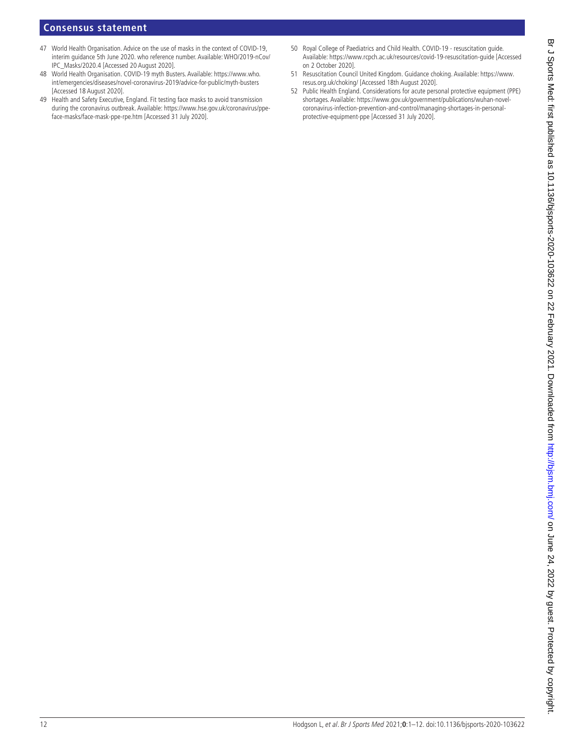47 World Health Organisation. Advice on the use of masks in the context of COVID-19, interim guidance 5th June 2020. who reference number. Available: WHO/2019-nCov/IPC_Masks/2020.4 [Accessed 20 August 2020].

48 World Health Organisation. COVID-19 myth Busters. Available: https://www.who.int/emergencies/diseases/novel-coronavirus-2019/advice-for-public/myth-busters [Accessed 18 August 2020].

49 Health and Safety Executive, England. Fit testing face masks to avoid transmission during the coronavirus outbreak. Available: https://www.hse.gov.uk/coronavirus/ppe-face-masks/face-mask-ppe-rpe.htm [Accessed 31 July 2020].

50 Royal College of Paediatrics and Child Health. COVID-19 - resuscitation guide. Available: https://www.rcpch.ac.uk/resources/covid-19-resuscitation-guide [Accessed on 2 October 2020].

51 Resuscitation Council United Kingdom. Guidance choking. Available: https://www.resus.org.uk/choking/ [Accessed 18th August 2020].

52 Public Health England. Considerations for acute personal protective equipment (PPE) shortages. Available: https://www.gov.uk/government/publications/wuhan-novel-coronavirus-infection-prevention-and-control/managing-shortages-in-personal-protective-equipment-ppe [Accessed 31 July 2020].